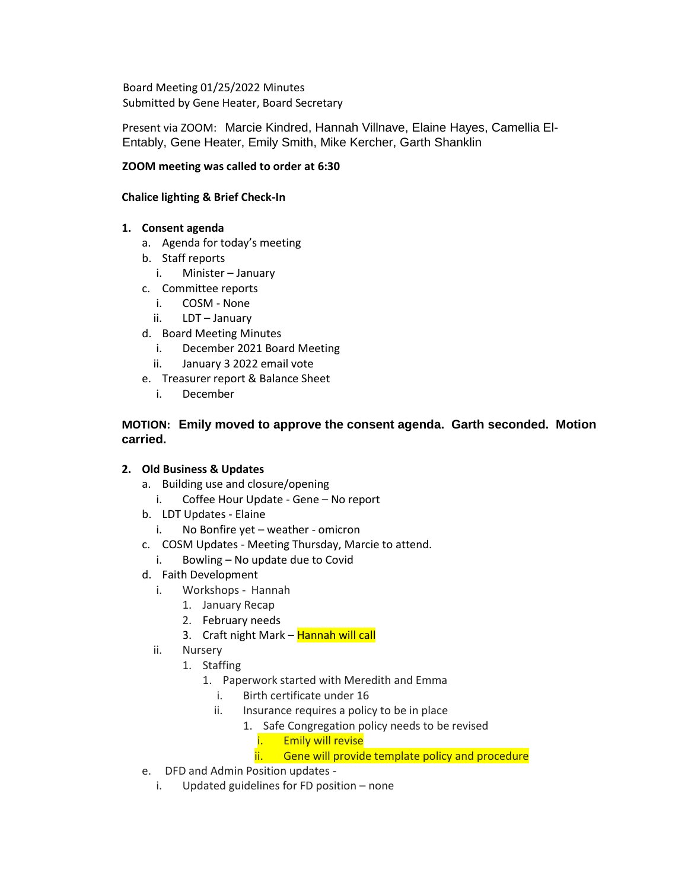Board Meeting 01/25/2022 Minutes
Submitted by Gene Heater, Board Secretary

Present via ZOOM: Marcie Kindred, Hannah Villnave, Elaine Hayes, Camellia El-Entably, Gene Heater, Emily Smith, Mike Kercher, Garth Shanklin

**ZOOM meeting was called to order at 6:30**

**Chalice lighting & Brief Check-In**

1. **Consent agenda**
   a. Agenda for today's meeting
   b. Staff reports
      i. Minister – January
   c. Committee reports
      i. COSM - None
      ii. LDT – January
   d. Board Meeting Minutes
      i. December 2021 Board Meeting
      ii. January 3 2022 email vote
   e. Treasurer report & Balance Sheet
      i. December

**MOTION: Emily moved to approve the consent agenda. Garth seconded. Motion carried.**

2. **Old Business & Updates**
   a. Building use and closure/opening
      i. Coffee Hour Update - Gene – No report
   b. LDT Updates - Elaine
      i. No Bonfire yet – weather - omicron
   c. COSM Updates - Meeting Thursday, Marcie to attend.
      i. Bowling – No update due to Covid
   d. Faith Development
      i. Workshops - Hannah
         1. January Recap
         2. February needs
         3. Craft night Mark – Hannah will call
      ii. Nursery
         1. Staffing
            1. Paperwork started with Meredith and Emma
               i. Birth certificate under 16
               ii. Insurance requires a policy to be in place
                  1. Safe Congregation policy needs to be revised
                     i. Emily will revise
                     ii. Gene will provide template policy and procedure
   e. DFD and Admin Position updates -
      i. Updated guidelines for FD position – none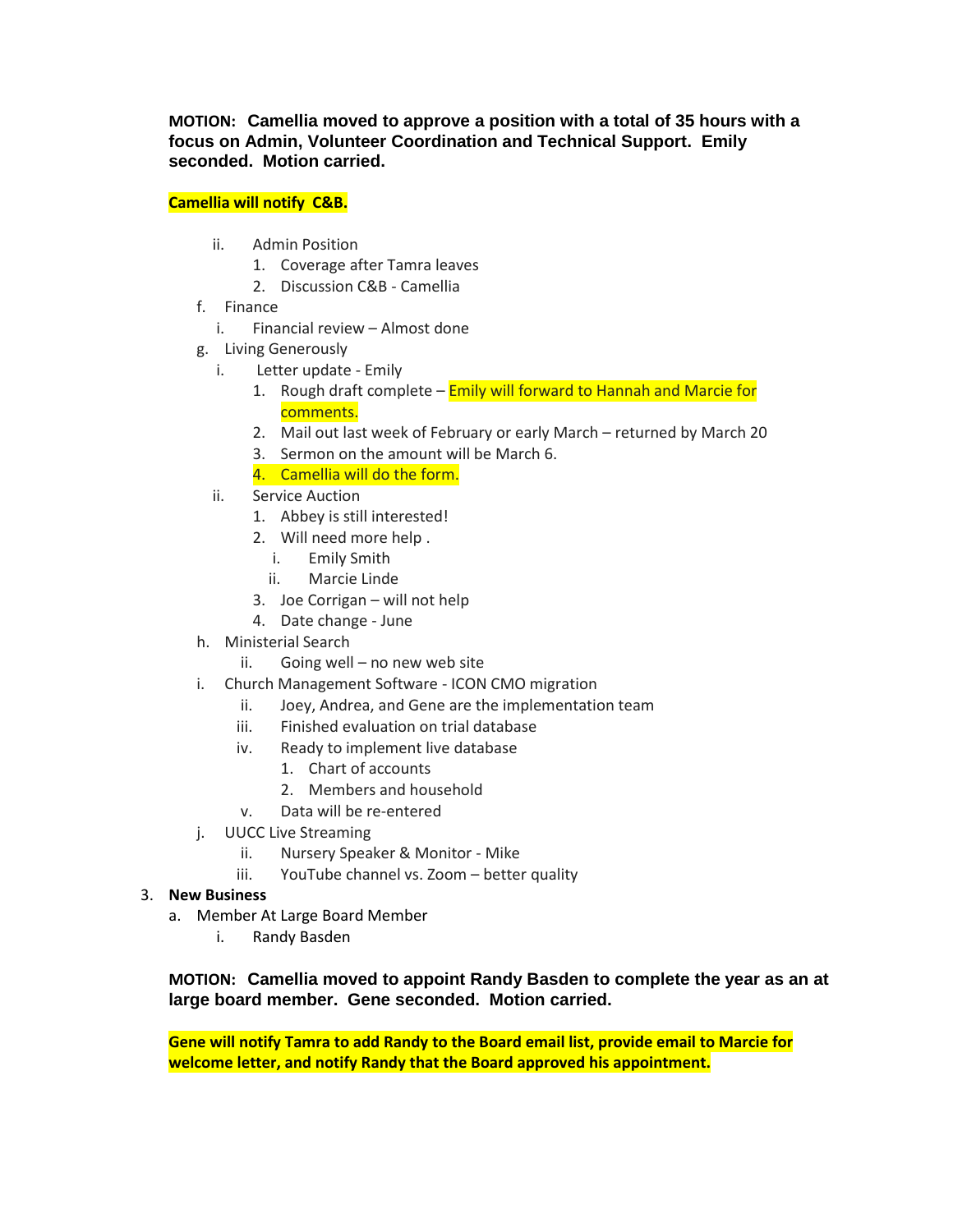**MOTION: Camellia moved to approve a position with a total of 35 hours with a focus on Admin, Volunteer Coordination and Technical Support. Emily seconded. Motion carried.**

**Camellia will notify C&B.**

- ii. Admin Position
  1. Coverage after Tamra leaves
  2. Discussion C&B - Camellia
- f. Finance
  - i. Financial review – Almost done
- g. Living Generously
  - i. Letter update - Emily
    1. Rough draft complete – Emily will forward to Hannah and Marcie for comments.
    2. Mail out last week of February or early March – returned by March 20
    3. Sermon on the amount will be March 6.
    4. Camellia will do the form.
  - ii. Service Auction
    1. Abbey is still interested!
    2. Will need more help .
       - i. Emily Smith
       - ii. Marcie Linde
    3. Joe Corrigan – will not help
    4. Date change - June
- h. Ministerial Search
  - ii. Going well – no new web site
- i. Church Management Software - ICON CMO migration
  - ii. Joey, Andrea, and Gene are the implementation team
  - iii. Finished evaluation on trial database
  - iv. Ready to implement live database
    1. Chart of accounts
    2. Members and household
  - v. Data will be re-entered
- j. UUCC Live Streaming
  - ii. Nursery Speaker & Monitor - Mike
  - iii. YouTube channel vs. Zoom – better quality

3. **New Business**
   - a. Member At Large Board Member
     - i. Randy Basden

**MOTION: Camellia moved to appoint Randy Basden to complete the year as an at large board member. Gene seconded. Motion carried.**

**Gene will notify Tamra to add Randy to the Board email list, provide email to Marcie for welcome letter, and notify Randy that the Board approved his appointment.**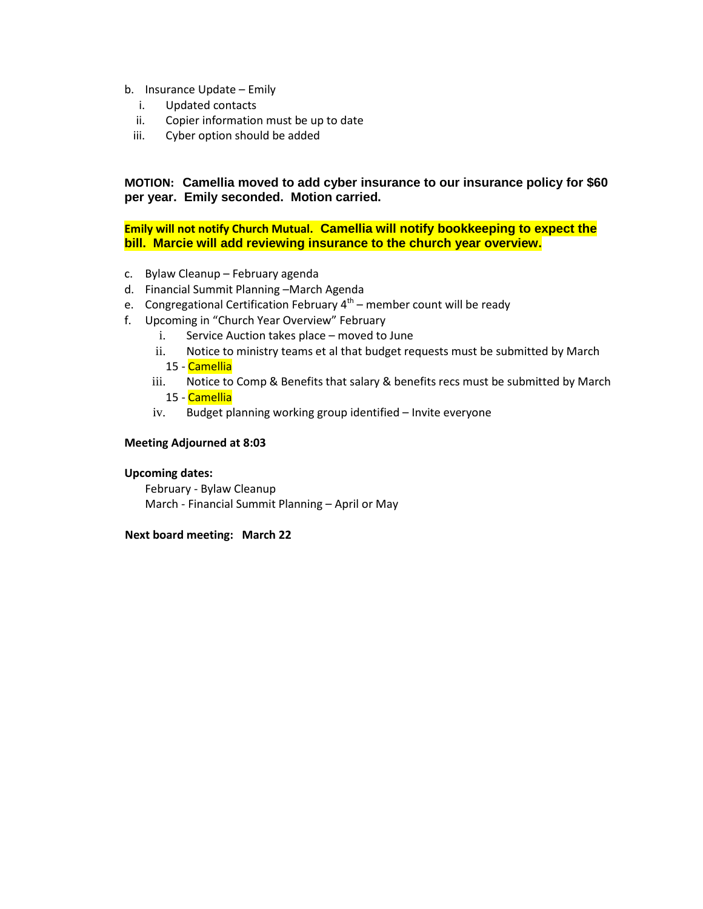b. Insurance Update – Emily
   i. Updated contacts
   ii. Copier information must be up to date
   iii. Cyber option should be added

**MOTION: Camellia moved to add cyber insurance to our insurance policy for $60 per year. Emily seconded. Motion carried.**

**Emily will not notify Church Mutual. Camellia will notify bookkeeping to expect the bill. Marcie will add reviewing insurance to the church year overview.**

c. Bylaw Cleanup – February agenda
d. Financial Summit Planning –March Agenda
e. Congregational Certification February 4th – member count will be ready
f. Upcoming in "Church Year Overview" February
   i. Service Auction takes place – moved to June
   ii. Notice to ministry teams et al that budget requests must be submitted by March 15 - Camellia
   iii. Notice to Comp & Benefits that salary & benefits recs must be submitted by March 15 - Camellia
   iv. Budget planning working group identified – Invite everyone

**Meeting Adjourned at 8:03**

**Upcoming dates:**

February - Bylaw Cleanup

March - Financial Summit Planning – April or May

**Next board meeting: March 22**